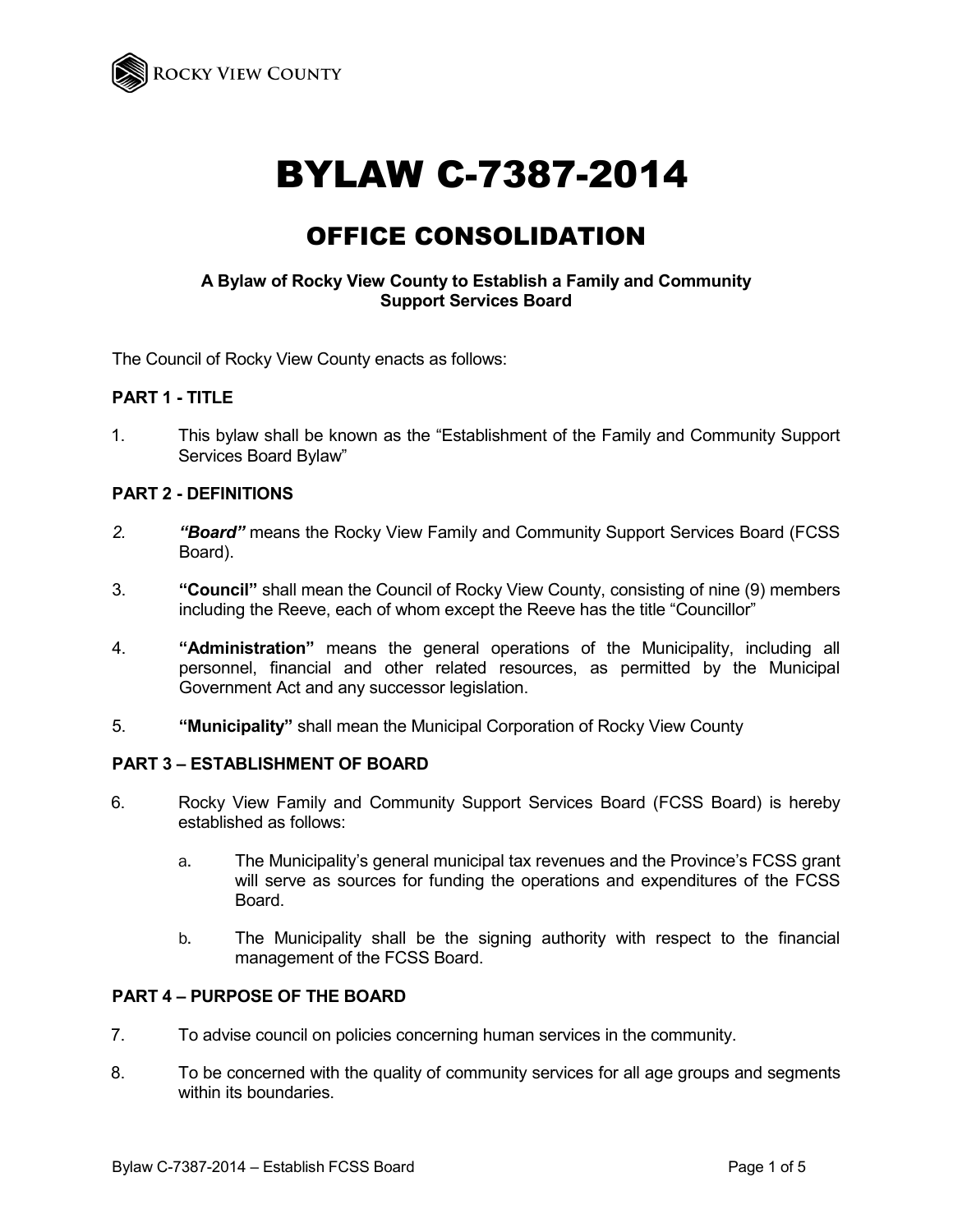# BYLAW C-7387-2014

## OFFICE CONSOLIDATION

**A Bylaw of Rocky View County to Establish a Family and Community Support Services Board**

The Council of Rocky View County enacts as follows:

**PART 1 - TITLE**

1. This bylaw shall be known as the "Establishment of the Family and Community Support Services Board Bylaw"

**PART 2 - DEFINITIONS**

2. ***"Board"*** means the Rocky View Family and Community Support Services Board (FCSS Board).

3. **"Council"** shall mean the Council of Rocky View County, consisting of nine (9) members including the Reeve, each of whom except the Reeve has the title "Councillor"

4. **"Administration"** means the general operations of the Municipality, including all personnel, financial and other related resources, as permitted by the Municipal Government Act and any successor legislation.

5. **"Municipality"** shall mean the Municipal Corporation of Rocky View County

**PART 3 – ESTABLISHMENT OF BOARD**

6. Rocky View Family and Community Support Services Board (FCSS Board) is hereby established as follows:

   a. The Municipality's general municipal tax revenues and the Province's FCSS grant will serve as sources for funding the operations and expenditures of the FCSS Board.

   b. The Municipality shall be the signing authority with respect to the financial management of the FCSS Board.

**PART 4 – PURPOSE OF THE BOARD**

7. To advise council on policies concerning human services in the community.

8. To be concerned with the quality of community services for all age groups and segments within its boundaries.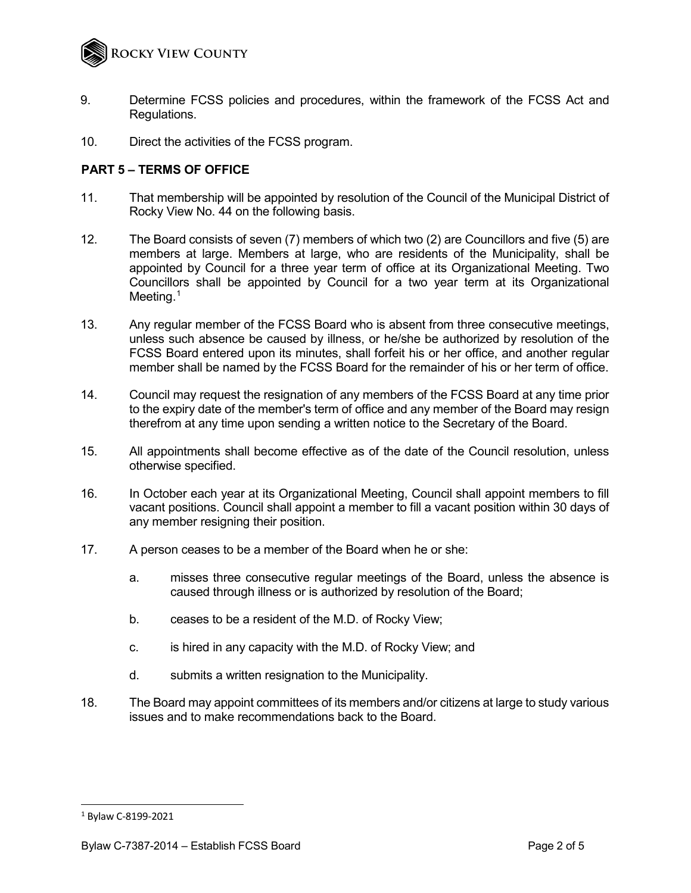9. Determine FCSS policies and procedures, within the framework of the FCSS Act and Regulations.

10. Direct the activities of the FCSS program.

**PART 5 – TERMS OF OFFICE**

11. That membership will be appointed by resolution of the Council of the Municipal District of Rocky View No. 44 on the following basis.

12. The Board consists of seven (7) members of which two (2) are Councillors and five (5) are members at large. Members at large, who are residents of the Municipality, shall be appointed by Council for a three year term of office at its Organizational Meeting. Two Councillors shall be appointed by Council for a two year term at its Organizational Meeting.[1]

13. Any regular member of the FCSS Board who is absent from three consecutive meetings, unless such absence be caused by illness, or he/she be authorized by resolution of the FCSS Board entered upon its minutes, shall forfeit his or her office, and another regular member shall be named by the FCSS Board for the remainder of his or her term of office.

14. Council may request the resignation of any members of the FCSS Board at any time prior to the expiry date of the member's term of office and any member of the Board may resign therefrom at any time upon sending a written notice to the Secretary of the Board.

15. All appointments shall become effective as of the date of the Council resolution, unless otherwise specified.

16. In October each year at its Organizational Meeting, Council shall appoint members to fill vacant positions. Council shall appoint a member to fill a vacant position within 30 days of any member resigning their position.

17. A person ceases to be a member of the Board when he or she:

    a. misses three consecutive regular meetings of the Board, unless the absence is caused through illness or is authorized by resolution of the Board;

    b. ceases to be a resident of the M.D. of Rocky View;

    c. is hired in any capacity with the M.D. of Rocky View; and

    d. submits a written resignation to the Municipality.

18. The Board may appoint committees of its members and/or citizens at large to study various issues and to make recommendations back to the Board.

---

[1] Bylaw C-8199-2021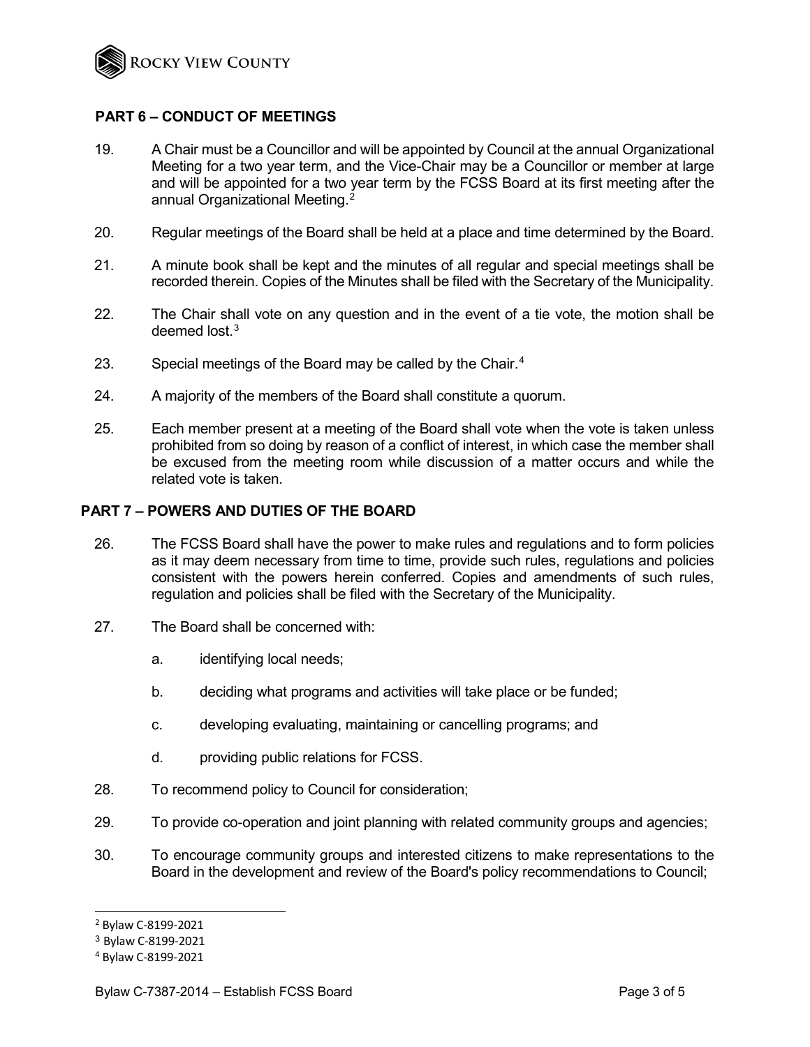## PART 6 – CONDUCT OF MEETINGS

19. A Chair must be a Councillor and will be appointed by Council at the annual Organizational Meeting for a two year term, and the Vice-Chair may be a Councillor or member at large and will be appointed for a two year term by the FCSS Board at its first meeting after the annual Organizational Meeting.[2]

20. Regular meetings of the Board shall be held at a place and time determined by the Board.

21. A minute book shall be kept and the minutes of all regular and special meetings shall be recorded therein. Copies of the Minutes shall be filed with the Secretary of the Municipality.

22. The Chair shall vote on any question and in the event of a tie vote, the motion shall be deemed lost.[3]

23. Special meetings of the Board may be called by the Chair.[4]

24. A majority of the members of the Board shall constitute a quorum.

25. Each member present at a meeting of the Board shall vote when the vote is taken unless prohibited from so doing by reason of a conflict of interest, in which case the member shall be excused from the meeting room while discussion of a matter occurs and while the related vote is taken.

## PART 7 – POWERS AND DUTIES OF THE BOARD

26. The FCSS Board shall have the power to make rules and regulations and to form policies as it may deem necessary from time to time, provide such rules, regulations and policies consistent with the powers herein conferred. Copies and amendments of such rules, regulation and policies shall be filed with the Secretary of the Municipality.

27. The Board shall be concerned with:

    a. identifying local needs;

    b. deciding what programs and activities will take place or be funded;

    c. developing evaluating, maintaining or cancelling programs; and

    d. providing public relations for FCSS.

28. To recommend policy to Council for consideration;

29. To provide co-operation and joint planning with related community groups and agencies;

30. To encourage community groups and interested citizens to make representations to the Board in the development and review of the Board's policy recommendations to Council;

---

[2] Bylaw C-8199-2021

[3] Bylaw C-8199-2021

[4] Bylaw C-8199-2021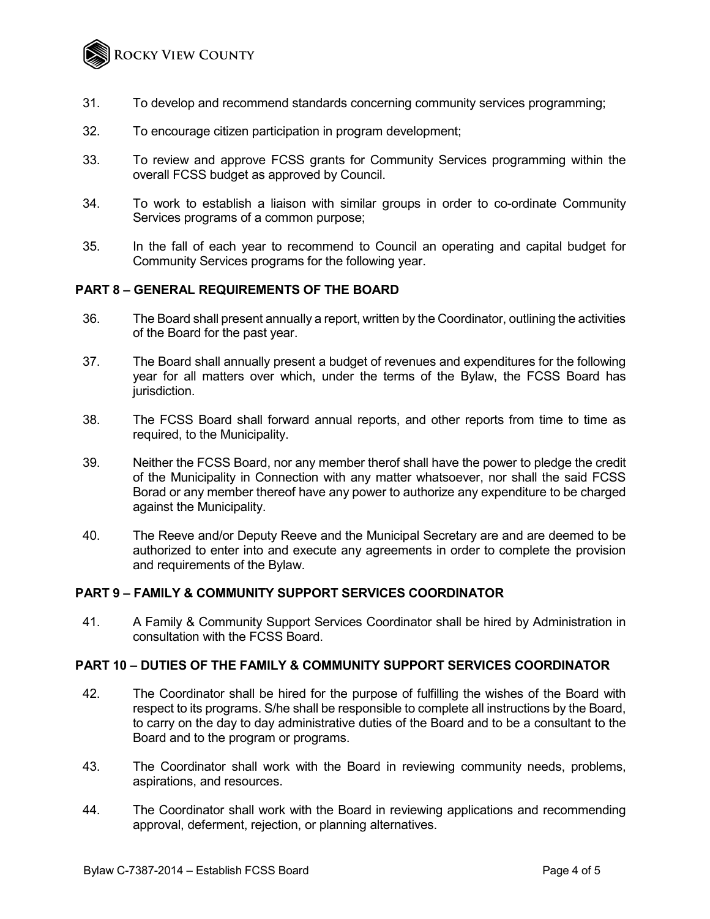31. To develop and recommend standards concerning community services programming;

32. To encourage citizen participation in program development;

33. To review and approve FCSS grants for Community Services programming within the overall FCSS budget as approved by Council.

34. To work to establish a liaison with similar groups in order to co-ordinate Community Services programs of a common purpose;

35. In the fall of each year to recommend to Council an operating and capital budget for Community Services programs for the following year.

## PART 8 – GENERAL REQUIREMENTS OF THE BOARD

36. The Board shall present annually a report, written by the Coordinator, outlining the activities of the Board for the past year.

37. The Board shall annually present a budget of revenues and expenditures for the following year for all matters over which, under the terms of the Bylaw, the FCSS Board has jurisdiction.

38. The FCSS Board shall forward annual reports, and other reports from time to time as required, to the Municipality.

39. Neither the FCSS Board, nor any member therof shall have the power to pledge the credit of the Municipality in Connection with any matter whatsoever, nor shall the said FCSS Borad or any member thereof have any power to authorize any expenditure to be charged against the Municipality.

40. The Reeve and/or Deputy Reeve and the Municipal Secretary are and are deemed to be authorized to enter into and execute any agreements in order to complete the provision and requirements of the Bylaw.

## PART 9 – FAMILY & COMMUNITY SUPPORT SERVICES COORDINATOR

41. A Family & Community Support Services Coordinator shall be hired by Administration in consultation with the FCSS Board.

## PART 10 – DUTIES OF THE FAMILY & COMMUNITY SUPPORT SERVICES COORDINATOR

42. The Coordinator shall be hired for the purpose of fulfilling the wishes of the Board with respect to its programs. S/he shall be responsible to complete all instructions by the Board, to carry on the day to day administrative duties of the Board and to be a consultant to the Board and to the program or programs.

43. The Coordinator shall work with the Board in reviewing community needs, problems, aspirations, and resources.

44. The Coordinator shall work with the Board in reviewing applications and recommending approval, deferment, rejection, or planning alternatives.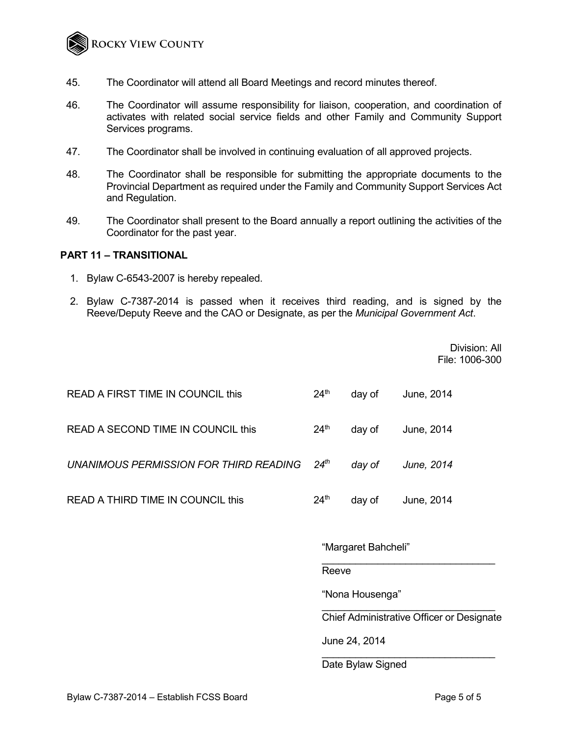45. The Coordinator will attend all Board Meetings and record minutes thereof.

46. The Coordinator will assume responsibility for liaison, cooperation, and coordination of activates with related social service fields and other Family and Community Support Services programs.

47. The Coordinator shall be involved in continuing evaluation of all approved projects.

48. The Coordinator shall be responsible for submitting the appropriate documents to the Provincial Department as required under the Family and Community Support Services Act and Regulation.

49. The Coordinator shall present to the Board annually a report outlining the activities of the Coordinator for the past year.

**PART 11 – TRANSITIONAL**

1. Bylaw C-6543-2007 is hereby repealed.
2. Bylaw C-7387-2014 is passed when it receives third reading, and is signed by the Reeve/Deputy Reeve and the CAO or Designate, as per the *Municipal Government Act*.

Division: All
File: 1006-300

| | | | |
|---|---|---|---|
| READ A FIRST TIME IN COUNCIL this | 24th | day of | June, 2014 |
| READ A SECOND TIME IN COUNCIL this | 24th | day of | June, 2014 |
| *UNANIMOUS PERMISSION FOR THIRD READING* | *24th* | *day of* | *June, 2014* |
| READ A THIRD TIME IN COUNCIL this | 24th | day of | June, 2014 |

"Margaret Bahcheli"
______________________________
Reeve

"Nona Housenga"
______________________________
Chief Administrative Officer or Designate

June 24, 2014
______________________________
Date Bylaw Signed